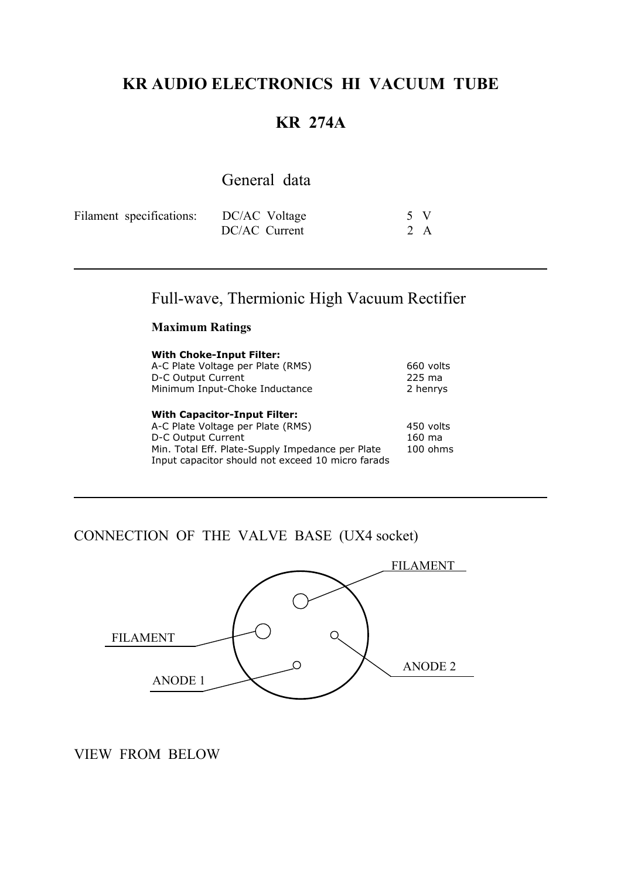# KR AUDIO ELECTRONICS HI VACUUM TUBE

## KR 274A

### General data

| Filament specifications: | DC/AC Voltage | 5 V |
|---|---|---|
| | DC/AC Current | 2 A |

---

### Full-wave, Thermionic High Vacuum Rectifier

**Maximum Ratings**

**With Choke-Input Filter:**

| | |
|---|---|
| A-C Plate Voltage per Plate (RMS) | 660 volts |
| D-C Output Current | 225 ma |
| Minimum Input-Choke Inductance | 2 henrys |

**With Capacitor-Input Filter:**

| | |
|---|---|
| A-C Plate Voltage per Plate (RMS) | 450 volts |
| D-C Output Current | 160 ma |
| Min. Total Eff. Plate-Supply Impedance per Plate | 100 ohms |

Input capacitor should not exceed 10 micro farads

---

CONNECTION OF THE VALVE BASE (UX4 socket)

FILAMENT

FILAMENT

ANODE 2

ANODE 1

VIEW FROM BELOW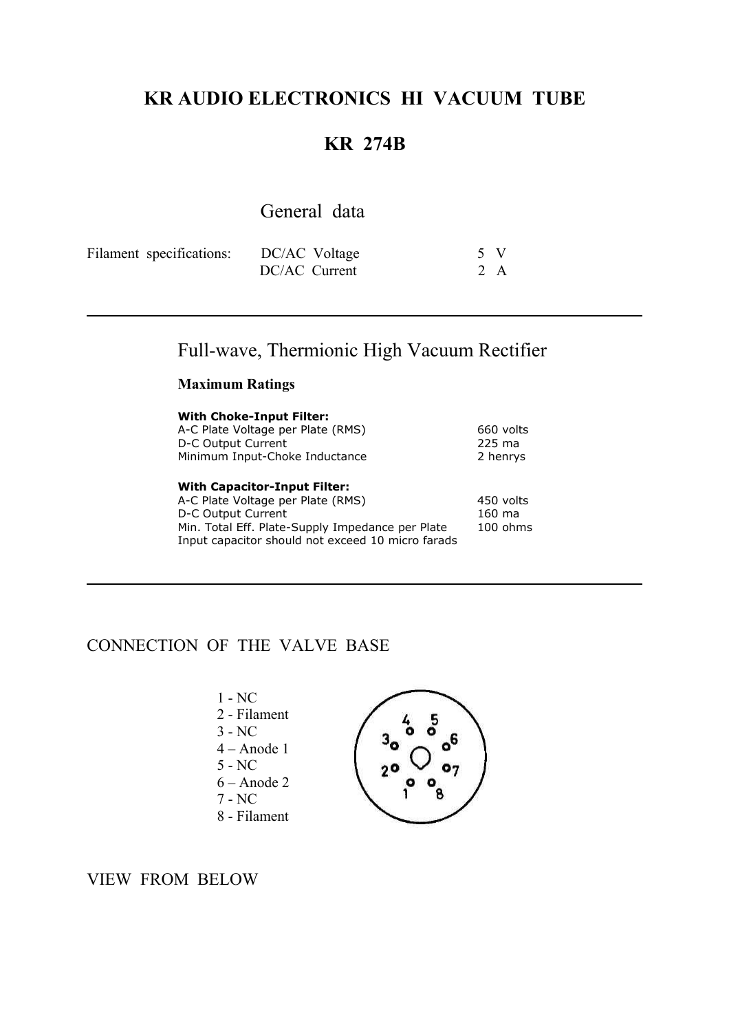# KR AUDIO ELECTRONICS HI VACUUM TUBE

## KR 274B

### General data

| | | |
|---|---|---|
| Filament specifications: | DC/AC Voltage | 5 V |
| | DC/AC Current | 2 A |

---

## Full-wave, Thermionic High Vacuum Rectifier

**Maximum Ratings**

**With Choke-Input Filter:**

| | |
|---|---|
| A-C Plate Voltage per Plate (RMS) | 660 volts |
| D-C Output Current | 225 ma |
| Minimum Input-Choke Inductance | 2 henrys |

**With Capacitor-Input Filter:**

| | |
|---|---|
| A-C Plate Voltage per Plate (RMS) | 450 volts |
| D-C Output Current | 160 ma |
| Min. Total Eff. Plate-Supply Impedance per Plate | 100 ohms |

Input capacitor should not exceed 10 micro farads

---

CONNECTION OF THE VALVE BASE

1 - NC
2 - Filament
3 - NC
4 – Anode 1
5 - NC
6 – Anode 2
7 - NC
8 - Filament

4 5
3 6
2 7
1 8

VIEW FROM BELOW